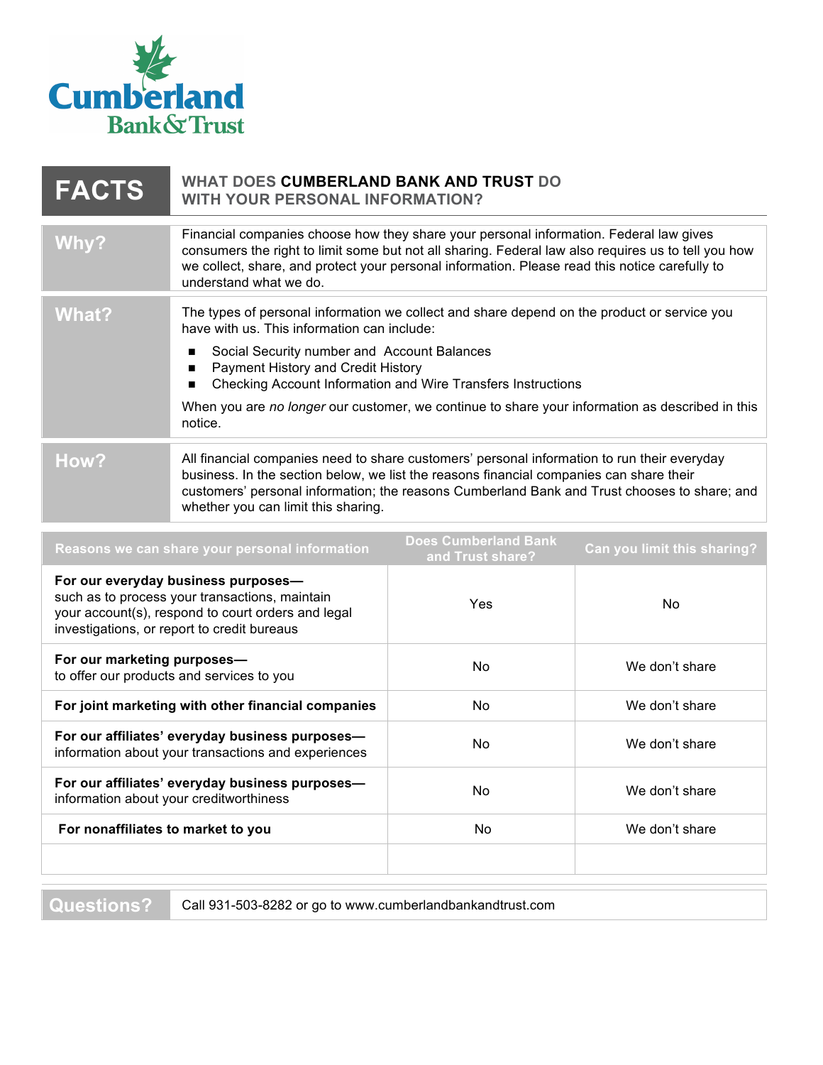Cumberland Bank & Trust

# FACTS — WHAT DOES CUMBERLAND BANK AND TRUST DO WITH YOUR PERSONAL INFORMATION?

## Why?

Financial companies choose how they share your personal information. Federal law gives consumers the right to limit some but not all sharing. Federal law also requires us to tell you how we collect, share, and protect your personal information. Please read this notice carefully to understand what we do.

## What?

The types of personal information we collect and share depend on the product or service you have with us. This information can include:

- Social Security number and Account Balances
- Payment History and Credit History
- Checking Account Information and Wire Transfers Instructions

When you are *no longer* our customer, we continue to share your information as described in this notice.

## How?

All financial companies need to share customers' personal information to run their everyday business. In the section below, we list the reasons financial companies can share their customers' personal information; the reasons Cumberland Bank and Trust chooses to share; and whether you can limit this sharing.

| Reasons we can share your personal information | Does Cumberland Bank and Trust share? | Can you limit this sharing? |
|---|---|---|
| **For our everyday business purposes—** such as to process your transactions, maintain your account(s), respond to court orders and legal investigations, or report to credit bureaus | Yes | No |
| **For our marketing purposes—** to offer our products and services to you | No | We don't share |
| **For joint marketing with other financial companies** | No | We don't share |
| **For our affiliates' everyday business purposes—** information about your transactions and experiences | No | We don't share |
| **For our affiliates' everyday business purposes—** information about your creditworthiness | No | We don't share |
| **For nonaffiliates to market to you** | No | We don't share |
| | | |

## Questions?

Call 931-503-8282 or go to www.cumberlandbankandtrust.com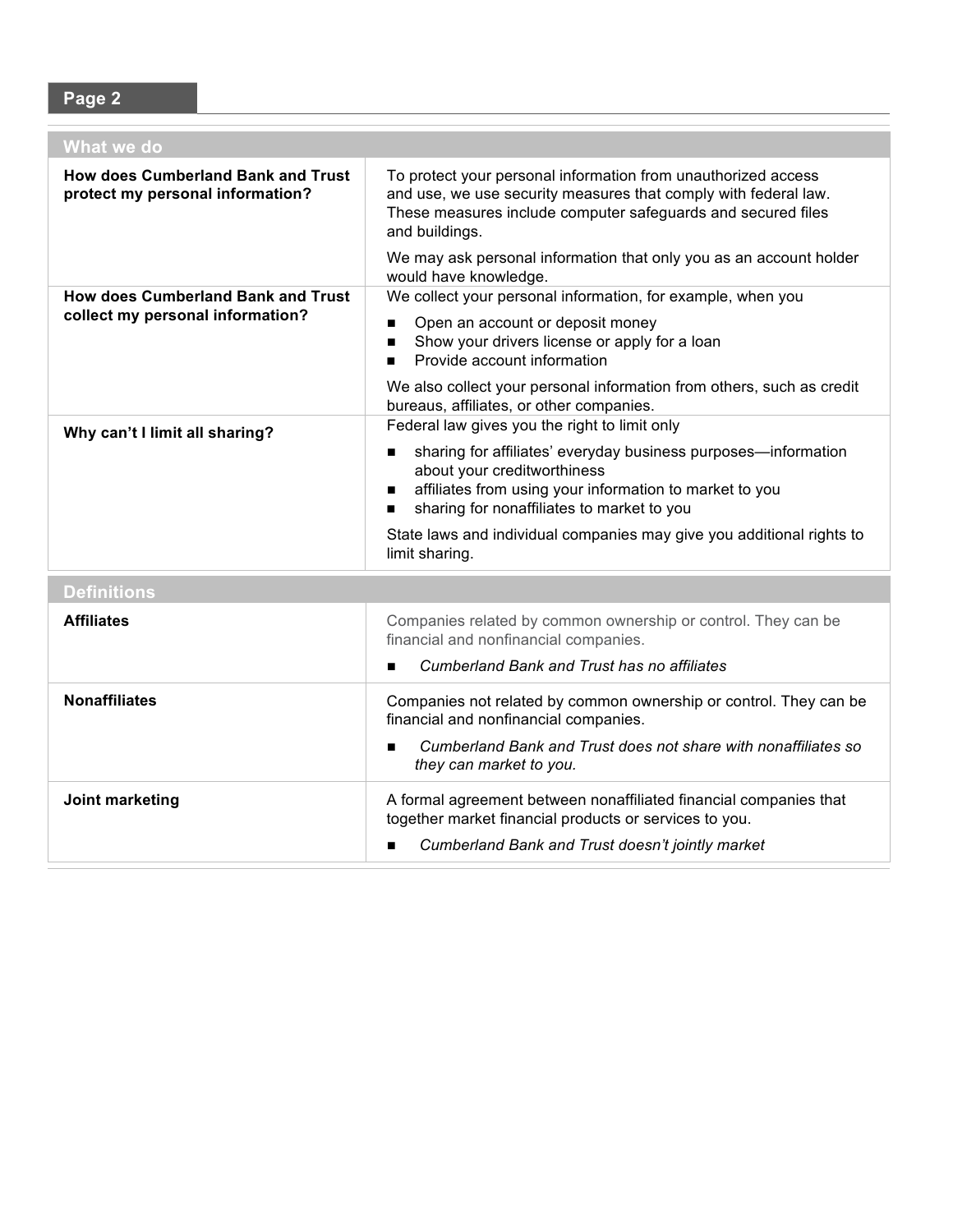## What we do

| | |
|---|---|
| **How does Cumberland Bank and Trust protect my personal information?** | To protect your personal information from unauthorized access and use, we use security measures that comply with federal law. These measures include computer safeguards and secured files and buildings.<br><br>We may ask personal information that only you as an account holder would have knowledge. |
| **How does Cumberland Bank and Trust collect my personal information?** | We collect your personal information, for example, when you<br>■ Open an account or deposit money<br>■ Show your drivers license or apply for a loan<br>■ Provide account information<br><br>We also collect your personal information from others, such as credit bureaus, affiliates, or other companies. |
| **Why can't I limit all sharing?** | Federal law gives you the right to limit only<br>■ sharing for affiliates' everyday business purposes—information about your creditworthiness<br>■ affiliates from using your information to market to you<br>■ sharing for nonaffiliates to market to you<br><br>State laws and individual companies may give you additional rights to limit sharing. |

## Definitions

| | |
|---|---|
| **Affiliates** | Companies related by common ownership or control. They can be financial and nonfinancial companies.<br>■ *Cumberland Bank and Trust has no affiliates* |
| **Nonaffiliates** | Companies not related by common ownership or control. They can be financial and nonfinancial companies.<br>■ *Cumberland Bank and Trust does not share with nonaffiliates so they can market to you.* |
| **Joint marketing** | A formal agreement between nonaffiliated financial companies that together market financial products or services to you.<br>■ *Cumberland Bank and Trust doesn't jointly market* |